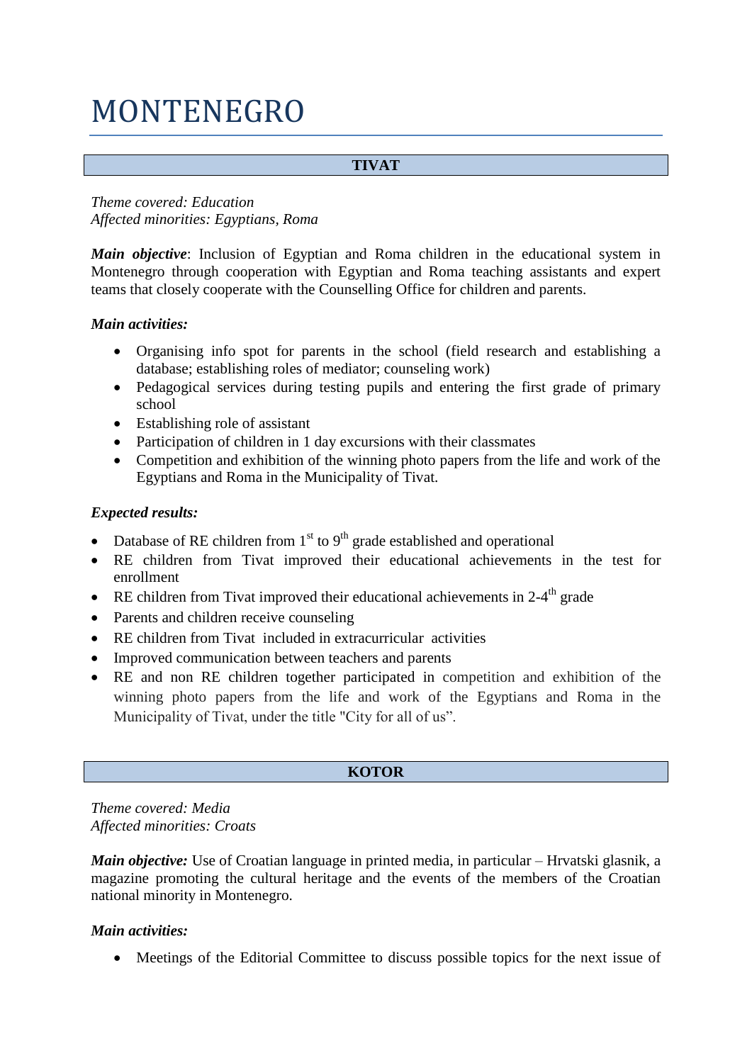# MONTENEGRO

## TIVAT

*Theme covered: Education*
*Affected minorities: Egyptians, Roma*

***Main objective***: Inclusion of Egyptian and Roma children in the educational system in Montenegro through cooperation with Egyptian and Roma teaching assistants and expert teams that closely cooperate with the Counselling Office for children and parents.

***Main activities:***

- Organising info spot for parents in the school (field research and establishing a database; establishing roles of mediator; counseling work)
- Pedagogical services during testing pupils and entering the first grade of primary school
- Establishing role of assistant
- Participation of children in 1 day excursions with their classmates
- Competition and exhibition of the winning photo papers from the life and work of the Egyptians and Roma in the Municipality of Tivat.

***Expected results:***

- Database of RE children from 1st to 9th grade established and operational
- RE children from Tivat improved their educational achievements in the test for enrollment
- RE children from Tivat improved their educational achievements in 2-4th grade
- Parents and children receive counseling
- RE children from Tivat included in extracurricular activities
- Improved communication between teachers and parents
- RE and non RE children together participated in competition and exhibition of the winning photo papers from the life and work of the Egyptians and Roma in the Municipality of Tivat, under the title "City for all of us".

## KOTOR

*Theme covered: Media*
*Affected minorities: Croats*

***Main objective:*** Use of Croatian language in printed media, in particular – Hrvatski glasnik, a magazine promoting the cultural heritage and the events of the members of the Croatian national minority in Montenegro.

***Main activities:***

- Meetings of the Editorial Committee to discuss possible topics for the next issue of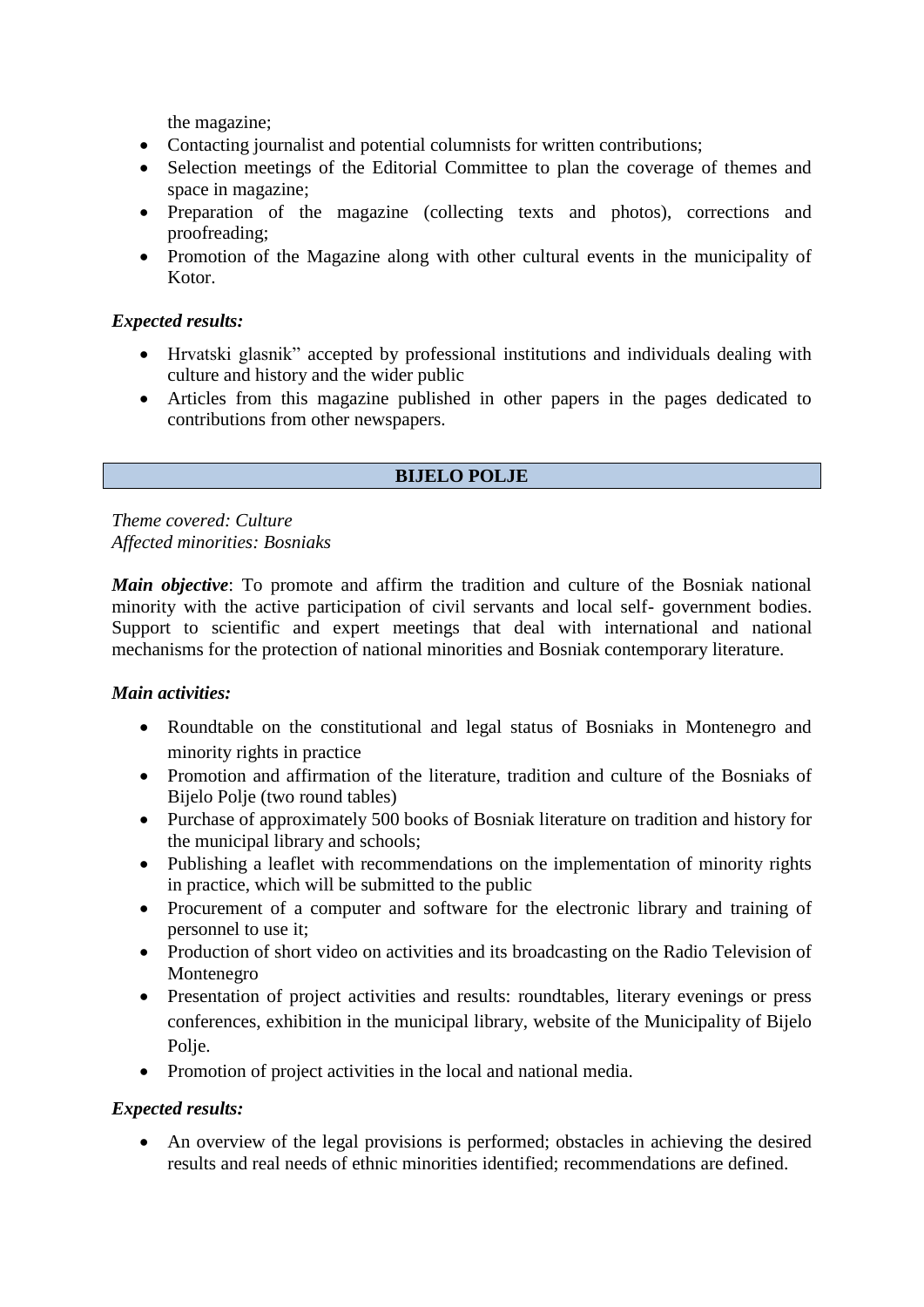the magazine;

- Contacting journalist and potential columnists for written contributions;
- Selection meetings of the Editorial Committee to plan the coverage of themes and space in magazine;
- Preparation of the magazine (collecting texts and photos), corrections and proofreading;
- Promotion of the Magazine along with other cultural events in the municipality of Kotor.

***Expected results:***

- Hrvatski glasnik" accepted by professional institutions and individuals dealing with culture and history and the wider public
- Articles from this magazine published in other papers in the pages dedicated to contributions from other newspapers.

## BIJELO POLJE

*Theme covered: Culture*
*Affected minorities: Bosniaks*

***Main objective***: To promote and affirm the tradition and culture of the Bosniak national minority with the active participation of civil servants and local self- government bodies. Support to scientific and expert meetings that deal with international and national mechanisms for the protection of national minorities and Bosniak contemporary literature.

***Main activities:***

- Roundtable on the constitutional and legal status of Bosniaks in Montenegro and minority rights in practice
- Promotion and affirmation of the literature, tradition and culture of the Bosniaks of Bijelo Polje (two round tables)
- Purchase of approximately 500 books of Bosniak literature on tradition and history for the municipal library and schools;
- Publishing a leaflet with recommendations on the implementation of minority rights in practice, which will be submitted to the public
- Procurement of a computer and software for the electronic library and training of personnel to use it;
- Production of short video on activities and its broadcasting on the Radio Television of Montenegro
- Presentation of project activities and results: roundtables, literary evenings or press conferences, exhibition in the municipal library, website of the Municipality of Bijelo Polje.
- Promotion of project activities in the local and national media.

***Expected results:***

- An overview of the legal provisions is performed; obstacles in achieving the desired results and real needs of ethnic minorities identified; recommendations are defined.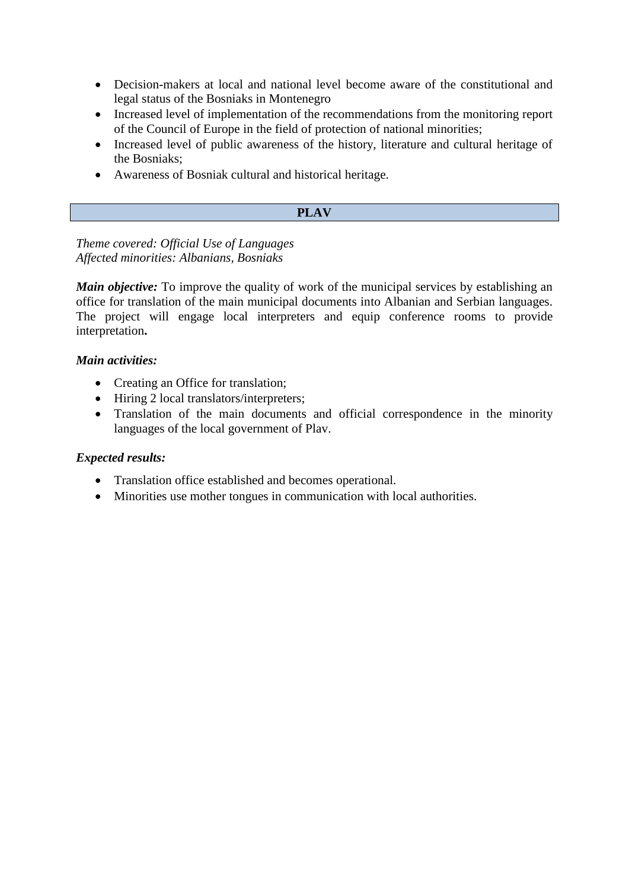- Decision-makers at local and national level become aware of the constitutional and legal status of the Bosniaks in Montenegro
- Increased level of implementation of the recommendations from the monitoring report of the Council of Europe in the field of protection of national minorities;
- Increased level of public awareness of the history, literature and cultural heritage of the Bosniaks;
- Awareness of Bosniak cultural and historical heritage.

## PLAV

*Theme covered: Official Use of Languages*
*Affected minorities: Albanians, Bosniaks*

***Main objective:*** To improve the quality of work of the municipal services by establishing an office for translation of the main municipal documents into Albanian and Serbian languages. The project will engage local interpreters and equip conference rooms to provide interpretation**.**

***Main activities:***

- Creating an Office for translation;
- Hiring 2 local translators/interpreters;
- Translation of the main documents and official correspondence in the minority languages of the local government of Plav.

***Expected results:***

- Translation office established and becomes operational.
- Minorities use mother tongues in communication with local authorities.